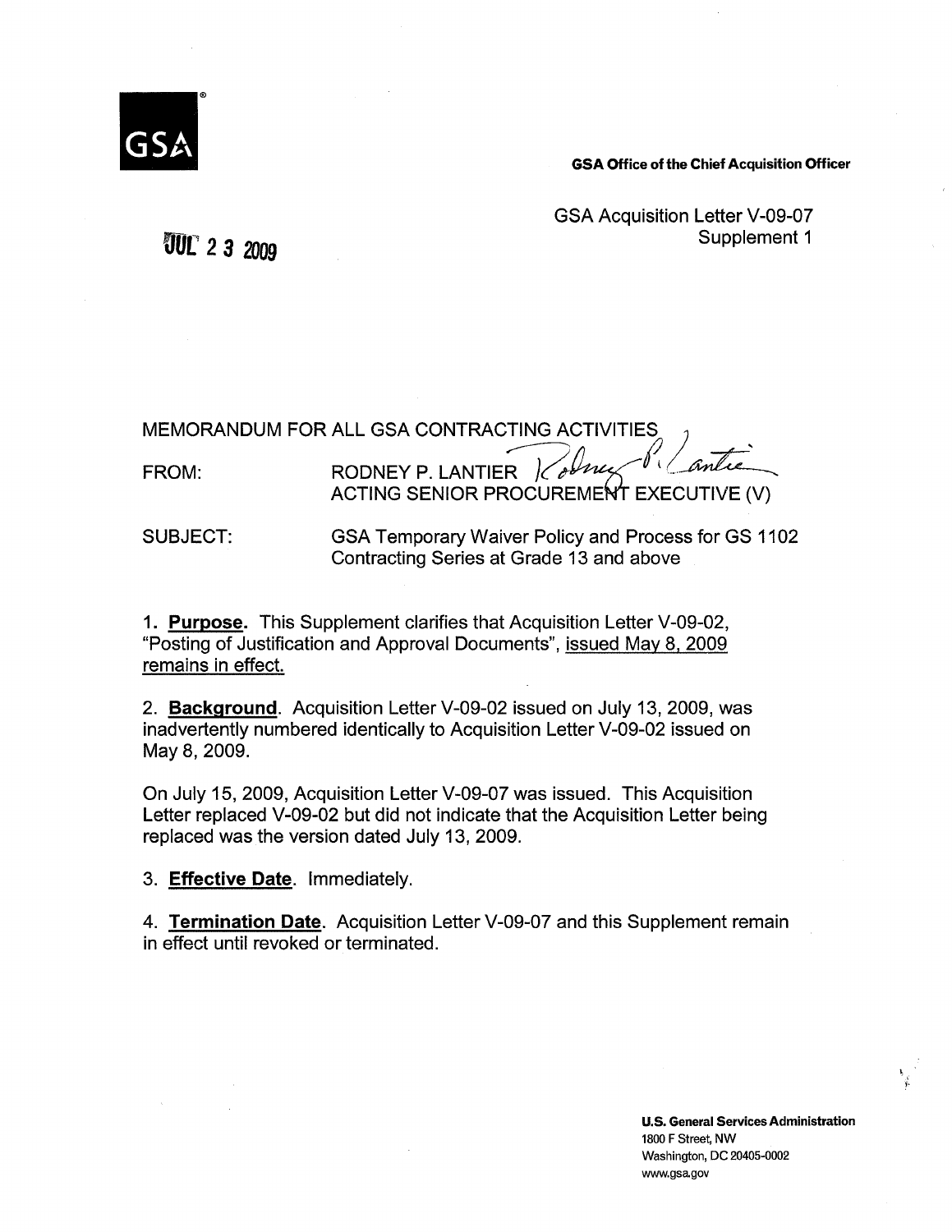GSA

**GSA Office of the Chief Acquisition Officer**

GSA Acquisition Letter V-09-07
Supplement 1

JUL 2 3 2009

MEMORANDUM FOR ALL GSA CONTRACTING ACTIVITIES

FROM: RODNEY P. LANTIER
ACTING SENIOR PROCUREMENT EXECUTIVE (V)

SUBJECT: GSA Temporary Waiver Policy and Process for GS 1102 Contracting Series at Grade 13 and above

1. **Purpose.** This Supplement clarifies that Acquisition Letter V-09-02, "Posting of Justification and Approval Documents", issued May 8, 2009 remains in effect.

2. **Background**. Acquisition Letter V-09-02 issued on July 13, 2009, was inadvertently numbered identically to Acquisition Letter V-09-02 issued on May 8, 2009.

On July 15, 2009, Acquisition Letter V-09-07 was issued. This Acquisition Letter replaced V-09-02 but did not indicate that the Acquisition Letter being replaced was the version dated July 13, 2009.

3. **Effective Date**. Immediately.

4. **Termination Date**. Acquisition Letter V-09-07 and this Supplement remain in effect until revoked or terminated.

**U.S. General Services Administration**
1800 F Street, NW
Washington, DC 20405-0002
www.gsa.gov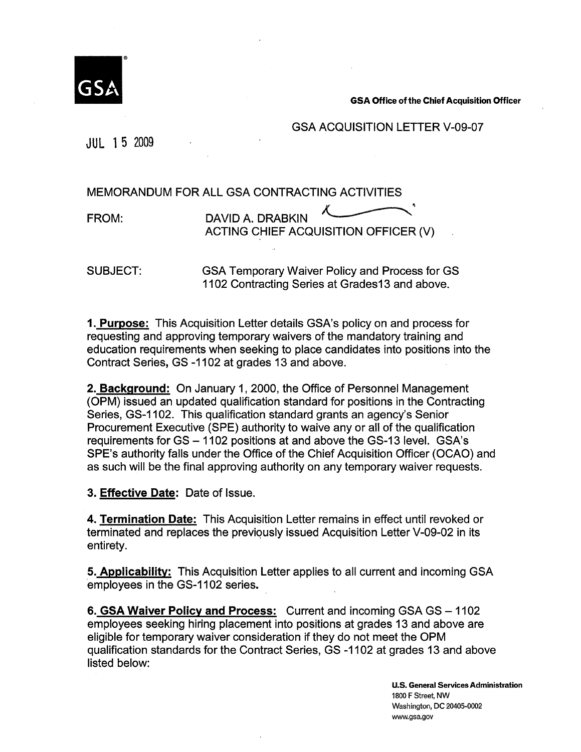GSA Office of the Chief Acquisition Officer

GSA ACQUISITION LETTER V-09-07

JUL 15 2009

MEMORANDUM FOR ALL GSA CONTRACTING ACTIVITIES

FROM: DAVID A. DRABKIN
ACTING CHIEF ACQUISITION OFFICER (V)

SUBJECT: GSA Temporary Waiver Policy and Process for GS 1102 Contracting Series at Grades13 and above.

**1. Purpose:** This Acquisition Letter details GSA's policy on and process for requesting and approving temporary waivers of the mandatory training and education requirements when seeking to place candidates into positions into the Contract Series, GS -1102 at grades 13 and above.

**2. Background:** On January 1, 2000, the Office of Personnel Management (OPM) issued an updated qualification standard for positions in the Contracting Series, GS-1102. This qualification standard grants an agency's Senior Procurement Executive (SPE) authority to waive any or all of the qualification requirements for GS – 1102 positions at and above the GS-13 level. GSA's SPE's authority falls under the Office of the Chief Acquisition Officer (OCAO) and as such will be the final approving authority on any temporary waiver requests.

**3. Effective Date:** Date of Issue.

**4. Termination Date:** This Acquisition Letter remains in effect until revoked or terminated and replaces the previously issued Acquisition Letter V-09-02 in its entirety.

**5. Applicability:** This Acquisition Letter applies to all current and incoming GSA employees in the GS-1102 series.

**6. GSA Waiver Policy and Process:** Current and incoming GSA GS – 1102 employees seeking hiring placement into positions at grades 13 and above are eligible for temporary waiver consideration if they do not meet the OPM qualification standards for the Contract Series, GS -1102 at grades 13 and above listed below:

U.S. General Services Administration
1800 F Street, NW
Washington, DC 20405-0002
www.gsa.gov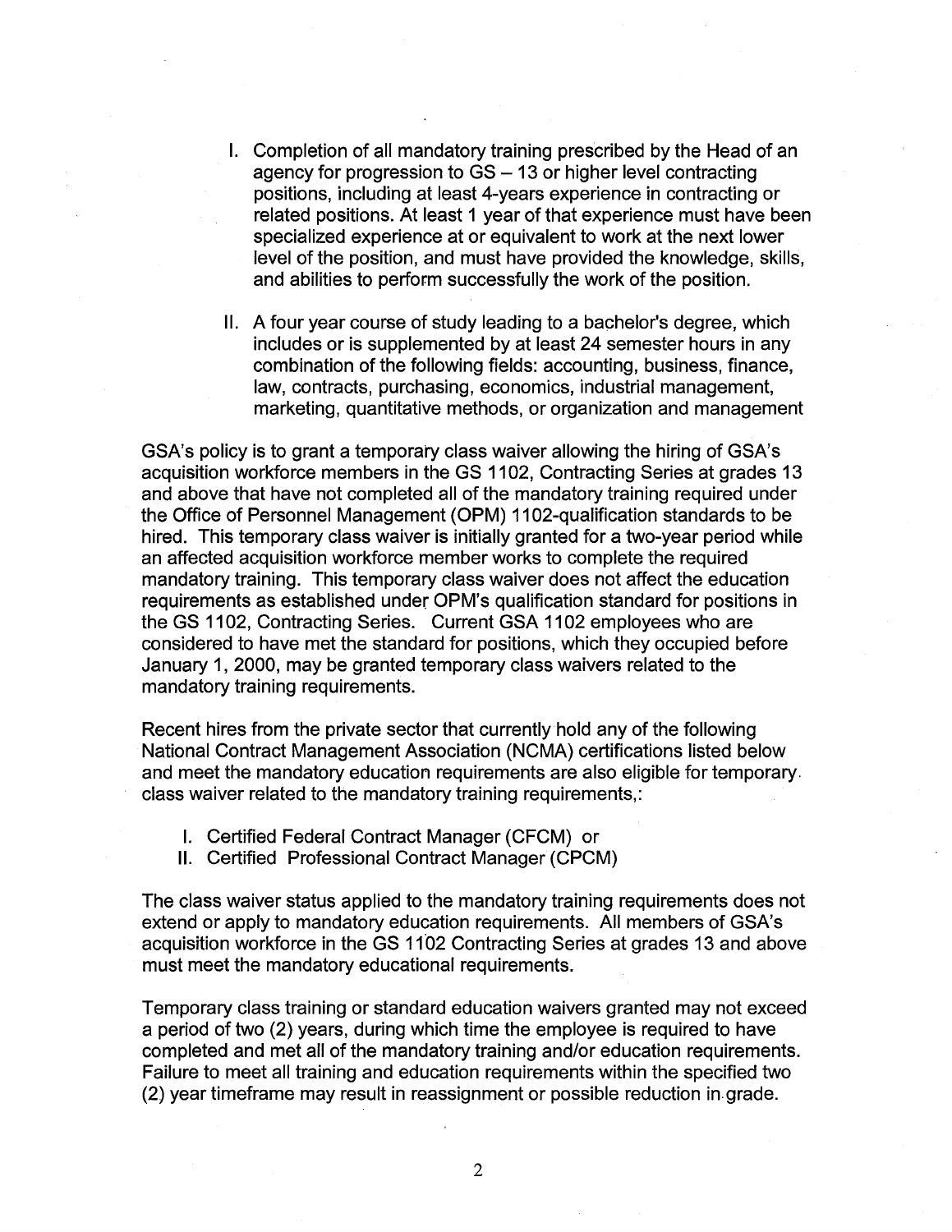I. Completion of all mandatory training prescribed by the Head of an agency for progression to GS – 13 or higher level contracting positions, including at least 4-years experience in contracting or related positions. At least 1 year of that experience must have been specialized experience at or equivalent to work at the next lower level of the position, and must have provided the knowledge, skills, and abilities to perform successfully the work of the position.

II. A four year course of study leading to a bachelor's degree, which includes or is supplemented by at least 24 semester hours in any combination of the following fields: accounting, business, finance, law, contracts, purchasing, economics, industrial management, marketing, quantitative methods, or organization and management

GSA's policy is to grant a temporary class waiver allowing the hiring of GSA's acquisition workforce members in the GS 1102, Contracting Series at grades 13 and above that have not completed all of the mandatory training required under the Office of Personnel Management (OPM) 1102-qualification standards to be hired. This temporary class waiver is initially granted for a two-year period while an affected acquisition workforce member works to complete the required mandatory training. This temporary class waiver does not affect the education requirements as established under OPM's qualification standard for positions in the GS 1102, Contracting Series. Current GSA 1102 employees who are considered to have met the standard for positions, which they occupied before January 1, 2000, may be granted temporary class waivers related to the mandatory training requirements.

Recent hires from the private sector that currently hold any of the following National Contract Management Association (NCMA) certifications listed below and meet the mandatory education requirements are also eligible for temporary class waiver related to the mandatory training requirements,:

I. Certified Federal Contract Manager (CFCM) or
II. Certified Professional Contract Manager (CPCM)

The class waiver status applied to the mandatory training requirements does not extend or apply to mandatory education requirements. All members of GSA's acquisition workforce in the GS 1102 Contracting Series at grades 13 and above must meet the mandatory educational requirements.

Temporary class training or standard education waivers granted may not exceed a period of two (2) years, during which time the employee is required to have completed and met all of the mandatory training and/or education requirements. Failure to meet all training and education requirements within the specified two (2) year timeframe may result in reassignment or possible reduction in grade.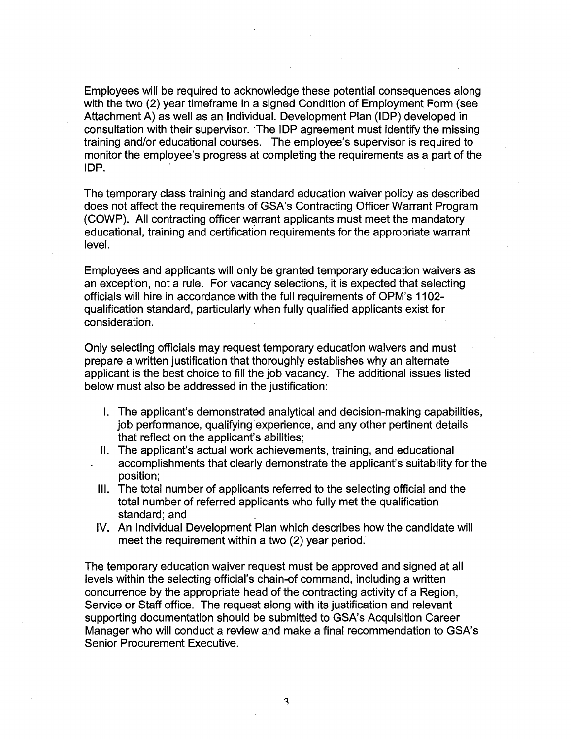Employees will be required to acknowledge these potential consequences along with the two (2) year timeframe in a signed Condition of Employment Form (see Attachment A) as well as an Individual. Development Plan (IDP) developed in consultation with their supervisor. The IDP agreement must identify the missing training and/or educational courses. The employee's supervisor is required to monitor the employee's progress at completing the requirements as a part of the IDP.

The temporary class training and standard education waiver policy as described does not affect the requirements of GSA's Contracting Officer Warrant Program (COWP). All contracting officer warrant applicants must meet the mandatory educational, training and certification requirements for the appropriate warrant level.

Employees and applicants will only be granted temporary education waivers as an exception, not a rule. For vacancy selections, it is expected that selecting officials will hire in accordance with the full requirements of OPM's 1102-qualification standard, particularly when fully qualified applicants exist for consideration.

Only selecting officials may request temporary education waivers and must prepare a written justification that thoroughly establishes why an alternate applicant is the best choice to fill the job vacancy. The additional issues listed below must also be addressed in the justification:

I. The applicant's demonstrated analytical and decision-making capabilities, job performance, qualifying experience, and any other pertinent details that reflect on the applicant's abilities;
II. The applicant's actual work achievements, training, and educational accomplishments that clearly demonstrate the applicant's suitability for the position;
III. The total number of applicants referred to the selecting official and the total number of referred applicants who fully met the qualification standard; and
IV. An Individual Development Plan which describes how the candidate will meet the requirement within a two (2) year period.

The temporary education waiver request must be approved and signed at all levels within the selecting official's chain-of command, including a written concurrence by the appropriate head of the contracting activity of a Region, Service or Staff office. The request along with its justification and relevant supporting documentation should be submitted to GSA's Acquisition Career Manager who will conduct a review and make a final recommendation to GSA's Senior Procurement Executive.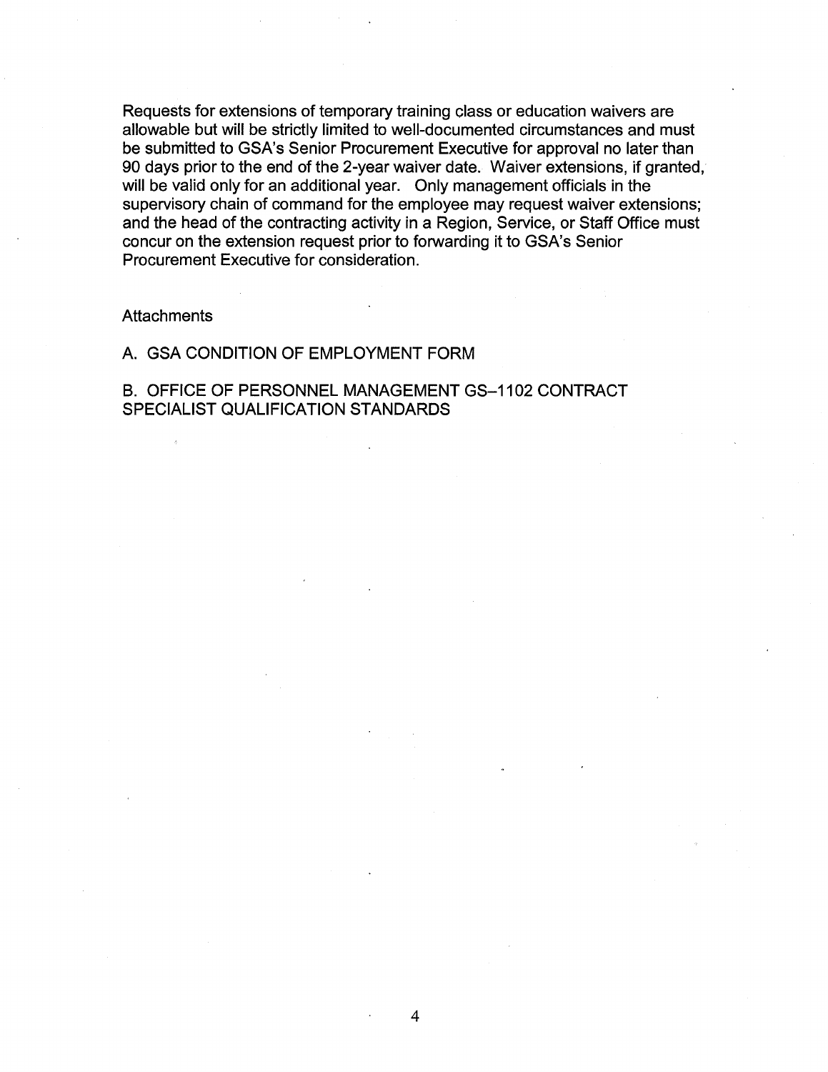Requests for extensions of temporary training class or education waivers are allowable but will be strictly limited to well-documented circumstances and must be submitted to GSA's Senior Procurement Executive for approval no later than 90 days prior to the end of the 2-year waiver date. Waiver extensions, if granted, will be valid only for an additional year. Only management officials in the supervisory chain of command for the employee may request waiver extensions; and the head of the contracting activity in a Region, Service, or Staff Office must concur on the extension request prior to forwarding it to GSA's Senior Procurement Executive for consideration.

Attachments

A. GSA CONDITION OF EMPLOYMENT FORM

B. OFFICE OF PERSONNEL MANAGEMENT GS–1102 CONTRACT SPECIALIST QUALIFICATION STANDARDS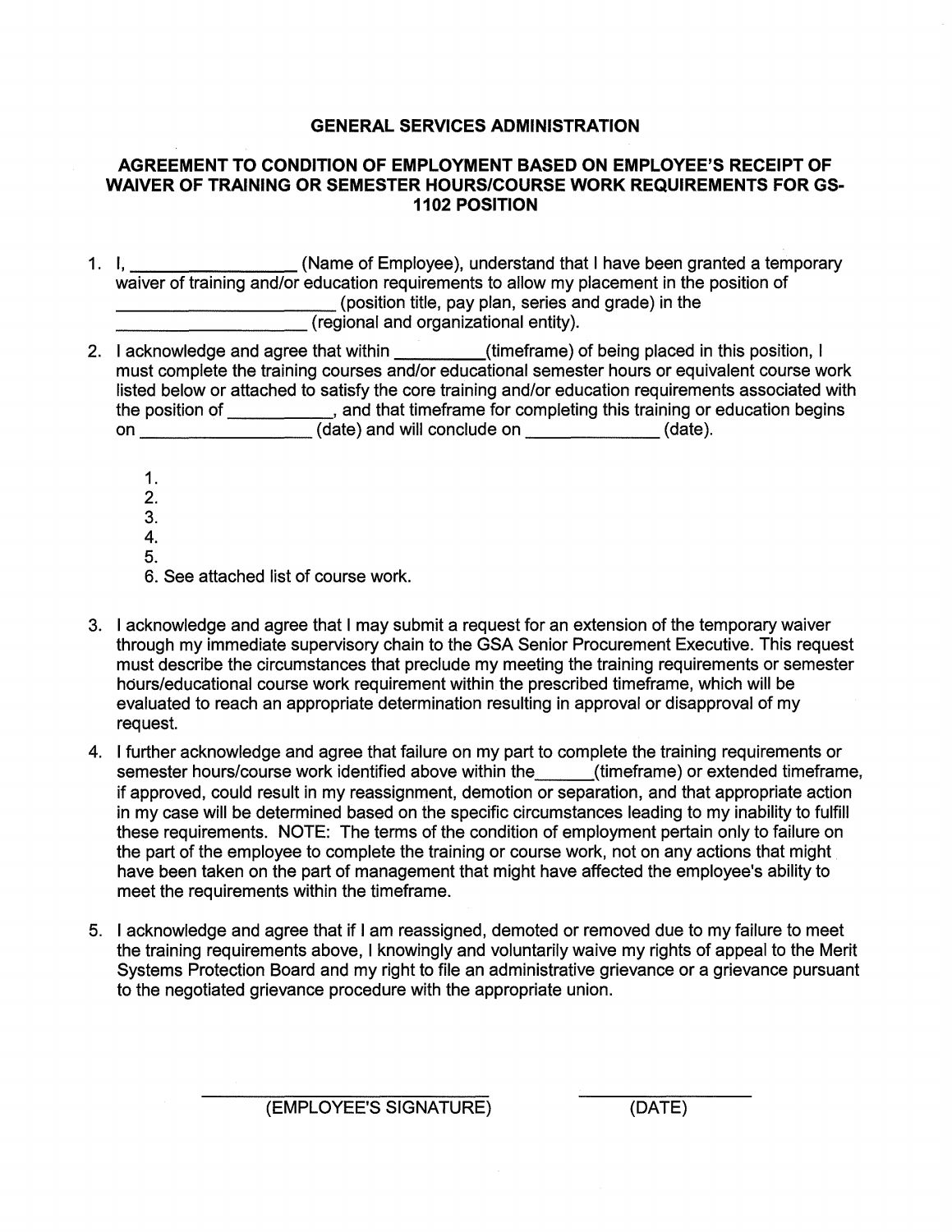## GENERAL SERVICES ADMINISTRATION

## AGREEMENT TO CONDITION OF EMPLOYMENT BASED ON EMPLOYEE'S RECEIPT OF WAIVER OF TRAINING OR SEMESTER HOURS/COURSE WORK REQUIREMENTS FOR GS-1102 POSITION

1. I, _________________ (Name of Employee), understand that I have been granted a temporary waiver of training and/or education requirements to allow my placement in the position of ______________________ (position title, pay plan, series and grade) in the ______________________ (regional and organizational entity).

2. I acknowledge and agree that within _________(timeframe) of being placed in this position, I must complete the training courses and/or educational semester hours or equivalent course work listed below or attached to satisfy the core training and/or education requirements associated with the position of ___________, and that timeframe for completing this training or education begins on _________________ (date) and will conclude on _____________ (date).

    1.
    2.
    3.
    4.
    5.
    6. See attached list of course work.

3. I acknowledge and agree that I may submit a request for an extension of the temporary waiver through my immediate supervisory chain to the GSA Senior Procurement Executive. This request must describe the circumstances that preclude my meeting the training requirements or semester hours/educational course work requirement within the prescribed timeframe, which will be evaluated to reach an appropriate determination resulting in approval or disapproval of my request.

4. I further acknowledge and agree that failure on my part to complete the training requirements or semester hours/course work identified above within the______(timeframe) or extended timeframe, if approved, could result in my reassignment, demotion or separation, and that appropriate action in my case will be determined based on the specific circumstances leading to my inability to fulfill these requirements. NOTE: The terms of the condition of employment pertain only to failure on the part of the employee to complete the training or course work, not on any actions that might have been taken on the part of management that might have affected the employee's ability to meet the requirements within the timeframe.

5. I acknowledge and agree that if I am reassigned, demoted or removed due to my failure to meet the training requirements above, I knowingly and voluntarily waive my rights of appeal to the Merit Systems Protection Board and my right to file an administrative grievance or a grievance pursuant to the negotiated grievance procedure with the appropriate union.

______________________________ (EMPLOYEE'S SIGNATURE)

______________ (DATE)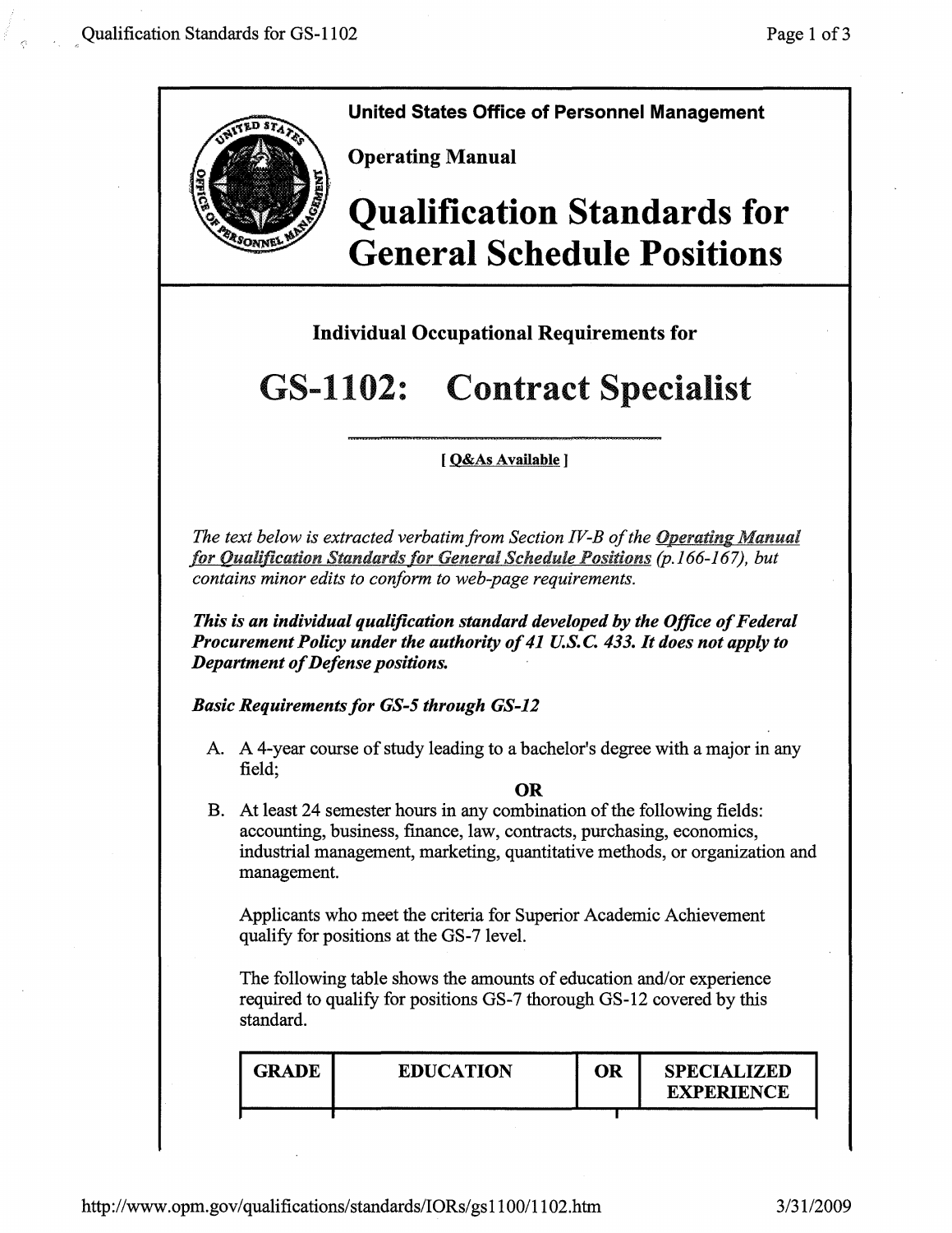**United States Office of Personnel Management**

**Operating Manual**

# Qualification Standards for General Schedule Positions

## Individual Occupational Requirements for

# GS-1102: Contract Specialist

[ Q&As Available ]

*The text below is extracted verbatim from Section IV-B of the Operating Manual for Qualification Standards for General Schedule Positions (p.166-167), but contains minor edits to conform to web-page requirements.*

***This is an individual qualification standard developed by the Office of Federal Procurement Policy under the authority of 41 U.S.C. 433. It does not apply to Department of Defense positions.***

***Basic Requirements for GS-5 through GS-12***

A. A 4-year course of study leading to a bachelor's degree with a major in any field;

**OR**

B. At least 24 semester hours in any combination of the following fields: accounting, business, finance, law, contracts, purchasing, economics, industrial management, marketing, quantitative methods, or organization and management.

Applicants who meet the criteria for Superior Academic Achievement qualify for positions at the GS-7 level.

The following table shows the amounts of education and/or experience required to qualify for positions GS-7 thorough GS-12 covered by this standard.

| GRADE | EDUCATION | OR | SPECIALIZED EXPERIENCE |
|---|---|---|---|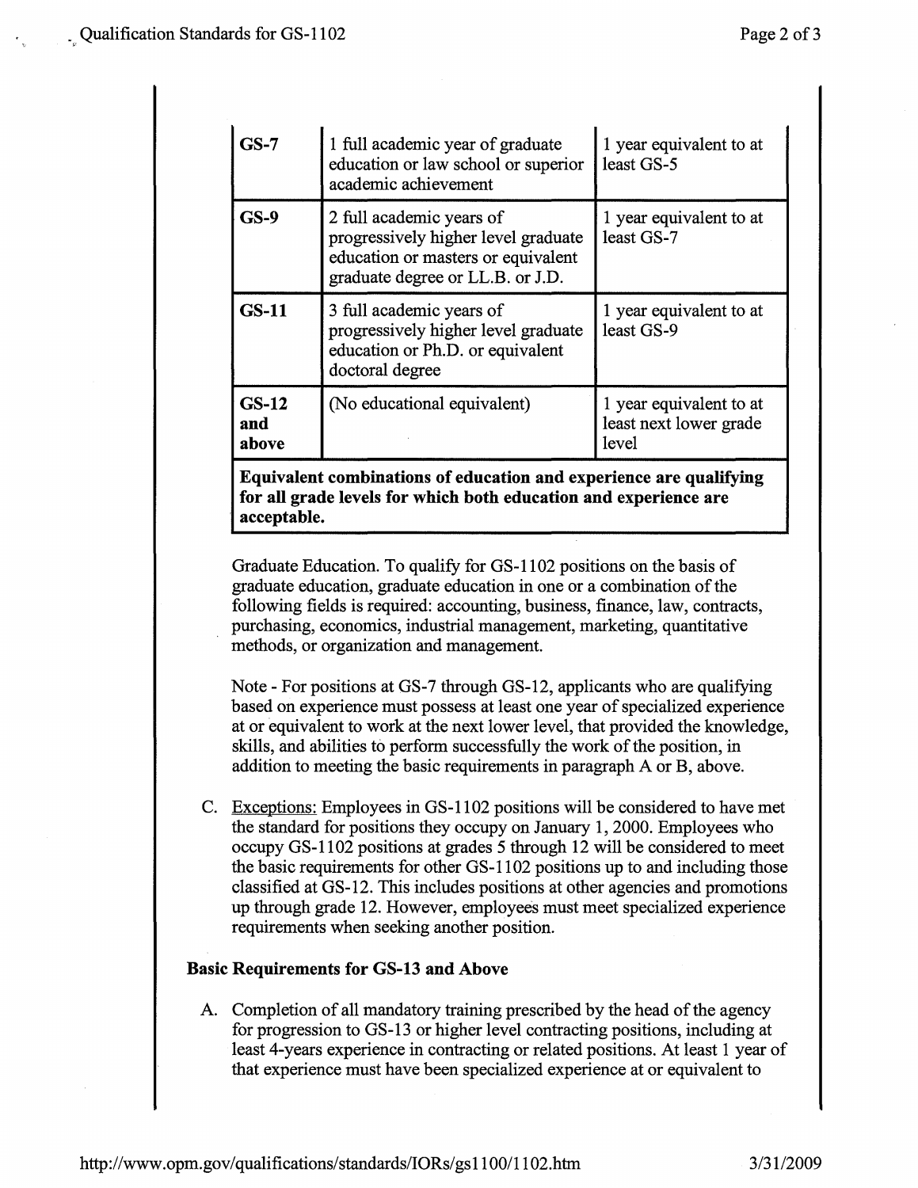| | | |
|---|---|---|
| **GS-7** | 1 full academic year of graduate education or law school or superior academic achievement | 1 year equivalent to at least GS-5 |
| **GS-9** | 2 full academic years of progressively higher level graduate education or masters or equivalent graduate degree or LL.B. or J.D. | 1 year equivalent to at least GS-7 |
| **GS-11** | 3 full academic years of progressively higher level graduate education or Ph.D. or equivalent doctoral degree | 1 year equivalent to at least GS-9 |
| **GS-12 and above** | (No educational equivalent) | 1 year equivalent to at least next lower grade level |
| **Equivalent combinations of education and experience are qualifying for all grade levels for which both education and experience are acceptable.** | | |

Graduate Education. To qualify for GS-1102 positions on the basis of graduate education, graduate education in one or a combination of the following fields is required: accounting, business, finance, law, contracts, purchasing, economics, industrial management, marketing, quantitative methods, or organization and management.

Note - For positions at GS-7 through GS-12, applicants who are qualifying based on experience must possess at least one year of specialized experience at or equivalent to work at the next lower level, that provided the knowledge, skills, and abilities to perform successfully the work of the position, in addition to meeting the basic requirements in paragraph A or B, above.

C. Exceptions: Employees in GS-1102 positions will be considered to have met the standard for positions they occupy on January 1, 2000. Employees who occupy GS-1102 positions at grades 5 through 12 will be considered to meet the basic requirements for other GS-1102 positions up to and including those classified at GS-12. This includes positions at other agencies and promotions up through grade 12. However, employees must meet specialized experience requirements when seeking another position.

**Basic Requirements for GS-13 and Above**

A. Completion of all mandatory training prescribed by the head of the agency for progression to GS-13 or higher level contracting positions, including at least 4-years experience in contracting or related positions. At least 1 year of that experience must have been specialized experience at or equivalent to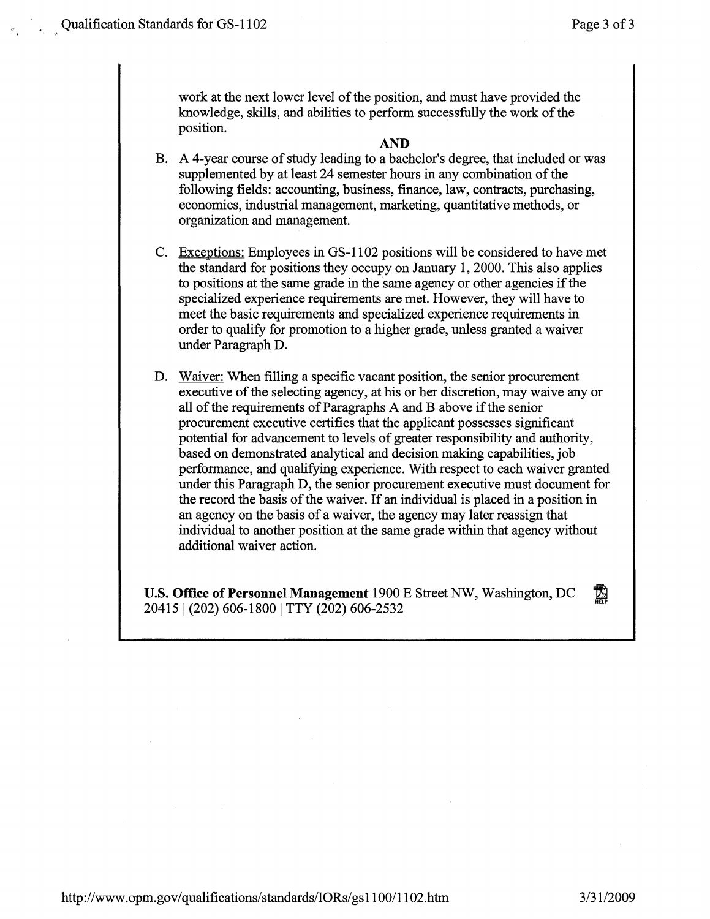work at the next lower level of the position, and must have provided the knowledge, skills, and abilities to perform successfully the work of the position.

**AND**

B. A 4-year course of study leading to a bachelor's degree, that included or was supplemented by at least 24 semester hours in any combination of the following fields: accounting, business, finance, law, contracts, purchasing, economics, industrial management, marketing, quantitative methods, or organization and management.

C. <u>Exceptions:</u> Employees in GS-1102 positions will be considered to have met the standard for positions they occupy on January 1, 2000. This also applies to positions at the same grade in the same agency or other agencies if the specialized experience requirements are met. However, they will have to meet the basic requirements and specialized experience requirements in order to qualify for promotion to a higher grade, unless granted a waiver under Paragraph D.

D. <u>Waiver:</u> When filling a specific vacant position, the senior procurement executive of the selecting agency, at his or her discretion, may waive any or all of the requirements of Paragraphs A and B above if the senior procurement executive certifies that the applicant possesses significant potential for advancement to levels of greater responsibility and authority, based on demonstrated analytical and decision making capabilities, job performance, and qualifying experience. With respect to each waiver granted under this Paragraph D, the senior procurement executive must document for the record the basis of the waiver. If an individual is placed in a position in an agency on the basis of a waiver, the agency may later reassign that individual to another position at the same grade within that agency without additional waiver action.

**U.S. Office of Personnel Management** 1900 E Street NW, Washington, DC 20415 | (202) 606-1800 | TTY (202) 606-2532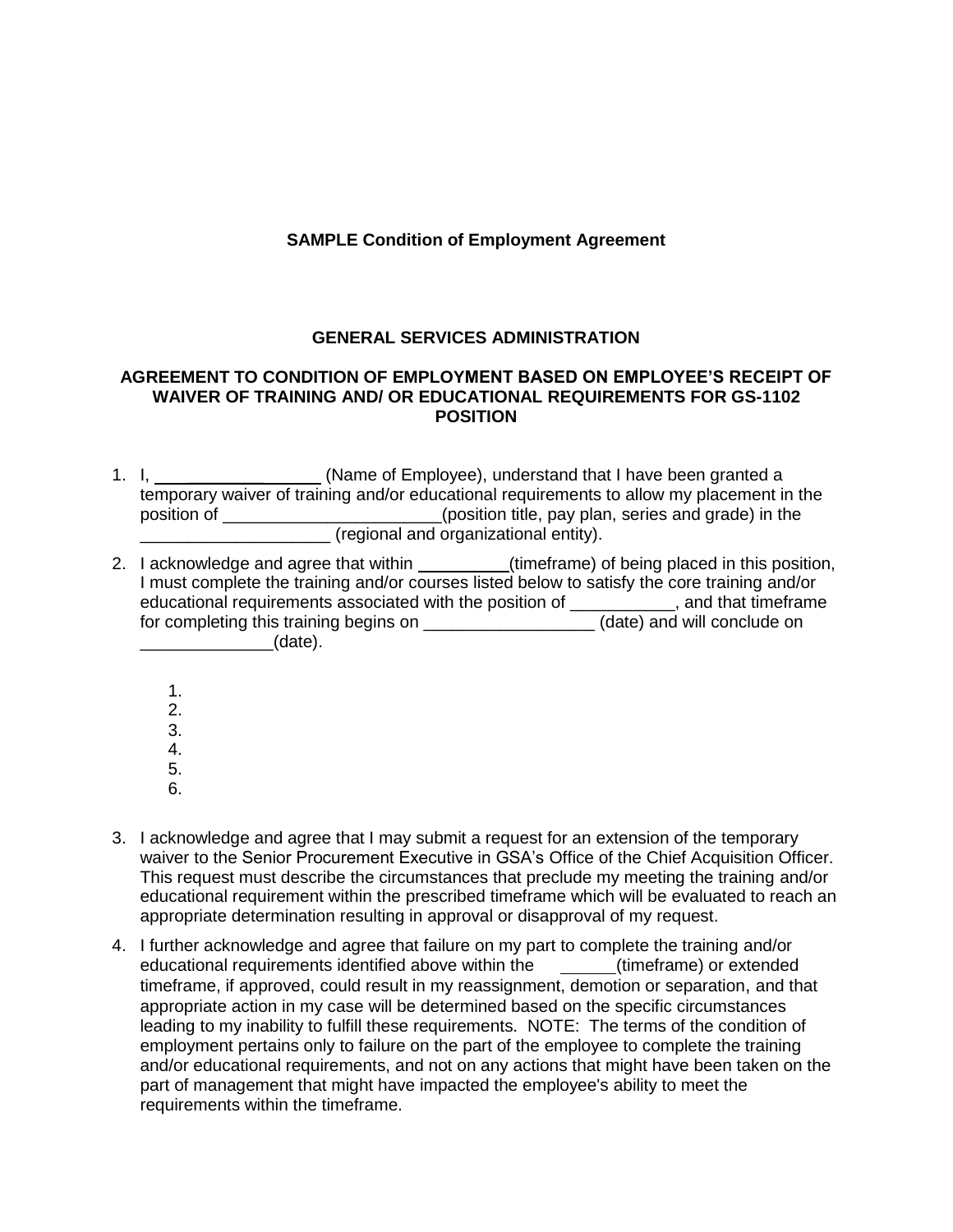**SAMPLE Condition of Employment Agreement**

**GENERAL SERVICES ADMINISTRATION**

**AGREEMENT TO CONDITION OF EMPLOYMENT BASED ON EMPLOYEE'S RECEIPT OF WAIVER OF TRAINING AND/ OR EDUCATIONAL REQUIREMENTS FOR GS-1102 POSITION**

1. I, ________________ (Name of Employee), understand that I have been granted a temporary waiver of training and/or educational requirements to allow my placement in the position of _______________________(position title, pay plan, series and grade) in the ____________________ (regional and organizational entity).

2. I acknowledge and agree that within __________(timeframe) of being placed in this position, I must complete the training and/or courses listed below to satisfy the core training and/or educational requirements associated with the position of ___________, and that timeframe for completing this training begins on __________________ (date) and will conclude on ______________(date).

    1.
    2.
    3.
    4.
    5.
    6.

3. I acknowledge and agree that I may submit a request for an extension of the temporary waiver to the Senior Procurement Executive in GSA's Office of the Chief Acquisition Officer. This request must describe the circumstances that preclude my meeting the training and/or educational requirement within the prescribed timeframe which will be evaluated to reach an appropriate determination resulting in approval or disapproval of my request.

4. I further acknowledge and agree that failure on my part to complete the training and/or educational requirements identified above within the ______(timeframe) or extended timeframe, if approved, could result in my reassignment, demotion or separation, and that appropriate action in my case will be determined based on the specific circumstances leading to my inability to fulfill these requirements. NOTE: The terms of the condition of employment pertains only to failure on the part of the employee to complete the training and/or educational requirements, and not on any actions that might have been taken on the part of management that might have impacted the employee's ability to meet the requirements within the timeframe.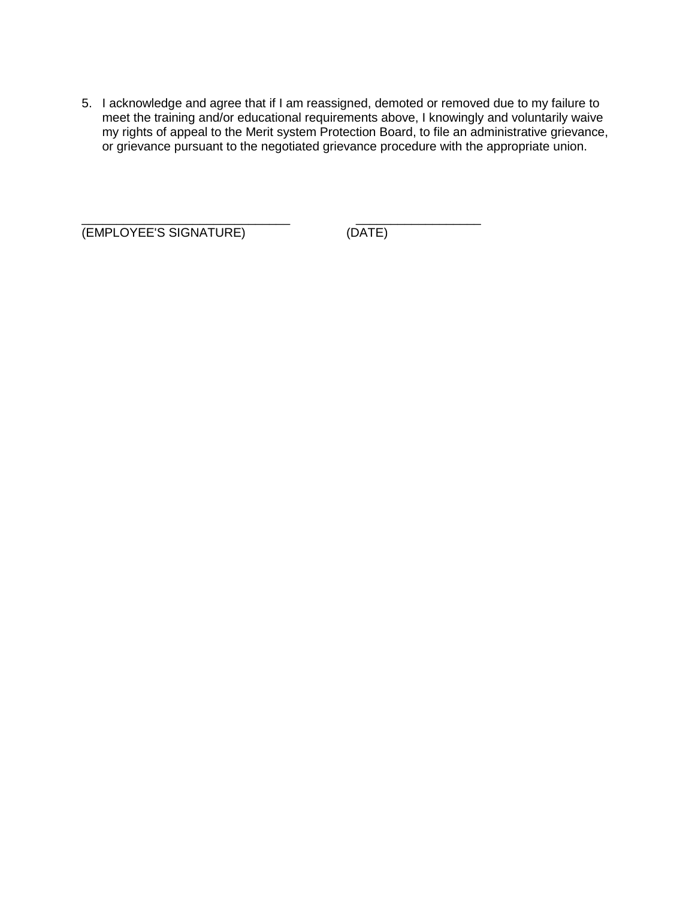5. I acknowledge and agree that if I am reassigned, demoted or removed due to my failure to meet the training and/or educational requirements above, I knowingly and voluntarily waive my rights of appeal to the Merit system Protection Board, to file an administrative grievance, or grievance pursuant to the negotiated grievance procedure with the appropriate union.

______________________________ __________________

(EMPLOYEE'S SIGNATURE) (DATE)